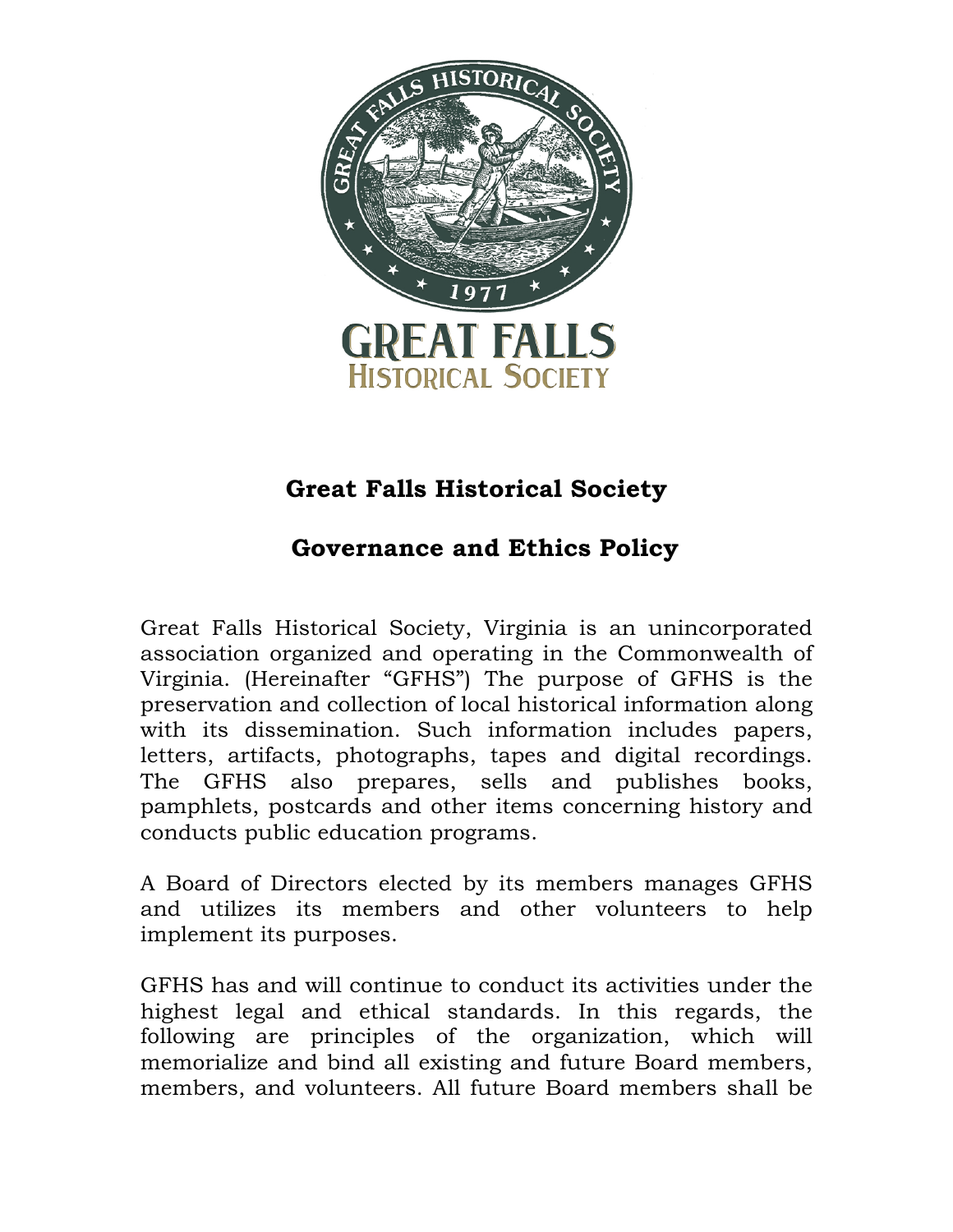# Great Falls Historical Society

## Governance and Ethics Policy

Great Falls Historical Society, Virginia is an unincorporated association organized and operating in the Commonwealth of Virginia. (Hereinafter "GFHS") The purpose of GFHS is the preservation and collection of local historical information along with its dissemination. Such information includes papers, letters, artifacts, photographs, tapes and digital recordings. The GFHS also prepares, sells and publishes books, pamphlets, postcards and other items concerning history and conducts public education programs.

A Board of Directors elected by its members manages GFHS and utilizes its members and other volunteers to help implement its purposes.

GFHS has and will continue to conduct its activities under the highest legal and ethical standards. In this regards, the following are principles of the organization, which will memorialize and bind all existing and future Board members, members, and volunteers. All future Board members shall be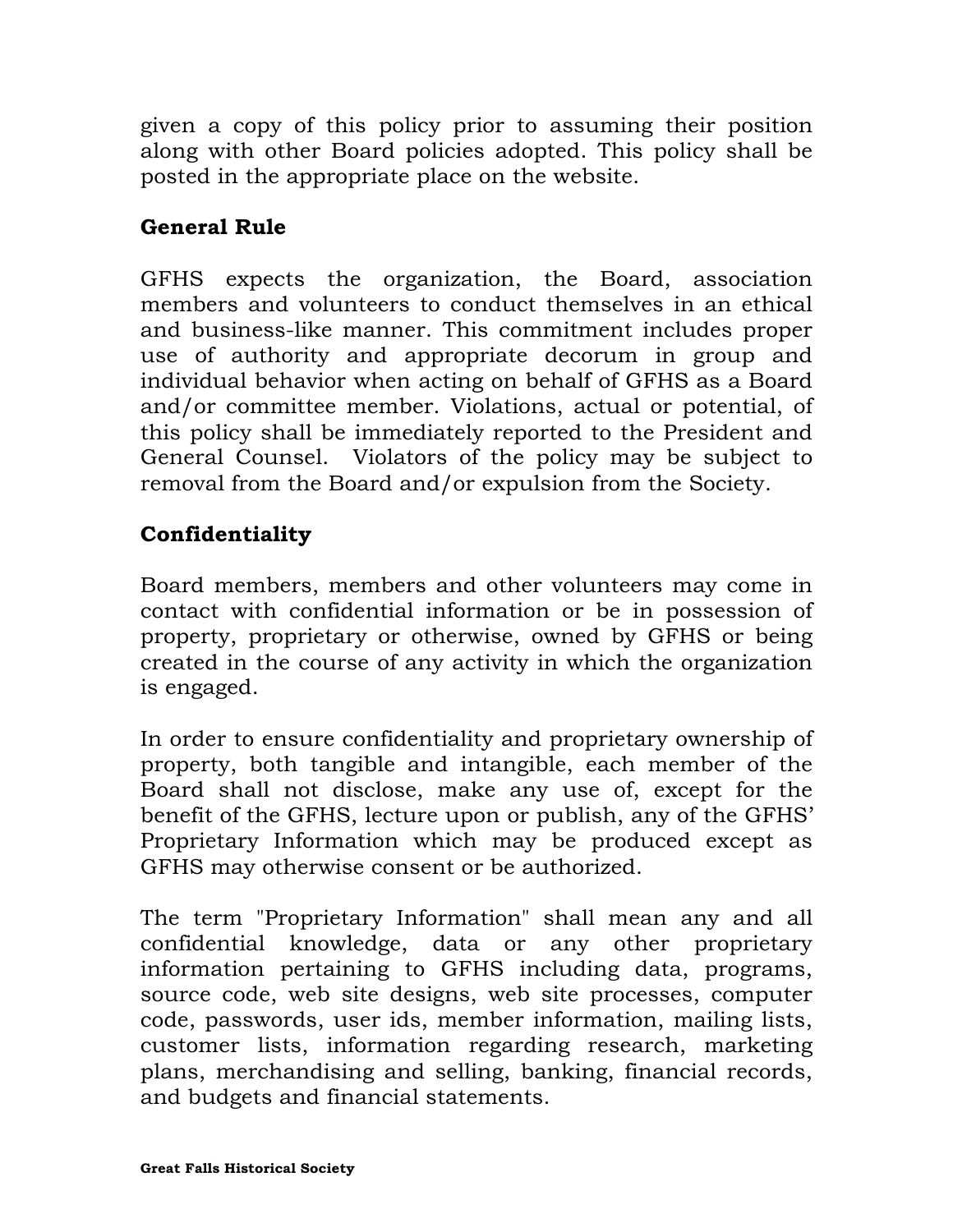given a copy of this policy prior to assuming their position along with other Board policies adopted. This policy shall be posted in the appropriate place on the website.

## General Rule

GFHS expects the organization, the Board, association members and volunteers to conduct themselves in an ethical and business-like manner. This commitment includes proper use of authority and appropriate decorum in group and individual behavior when acting on behalf of GFHS as a Board and/or committee member. Violations, actual or potential, of this policy shall be immediately reported to the President and General Counsel. Violators of the policy may be subject to removal from the Board and/or expulsion from the Society.

## Confidentiality

Board members, members and other volunteers may come in contact with confidential information or be in possession of property, proprietary or otherwise, owned by GFHS or being created in the course of any activity in which the organization is engaged.

In order to ensure confidentiality and proprietary ownership of property, both tangible and intangible, each member of the Board shall not disclose, make any use of, except for the benefit of the GFHS, lecture upon or publish, any of the GFHS' Proprietary Information which may be produced except as GFHS may otherwise consent or be authorized.

The term "Proprietary Information" shall mean any and all confidential knowledge, data or any other proprietary information pertaining to GFHS including data, programs, source code, web site designs, web site processes, computer code, passwords, user ids, member information, mailing lists, customer lists, information regarding research, marketing plans, merchandising and selling, banking, financial records, and budgets and financial statements.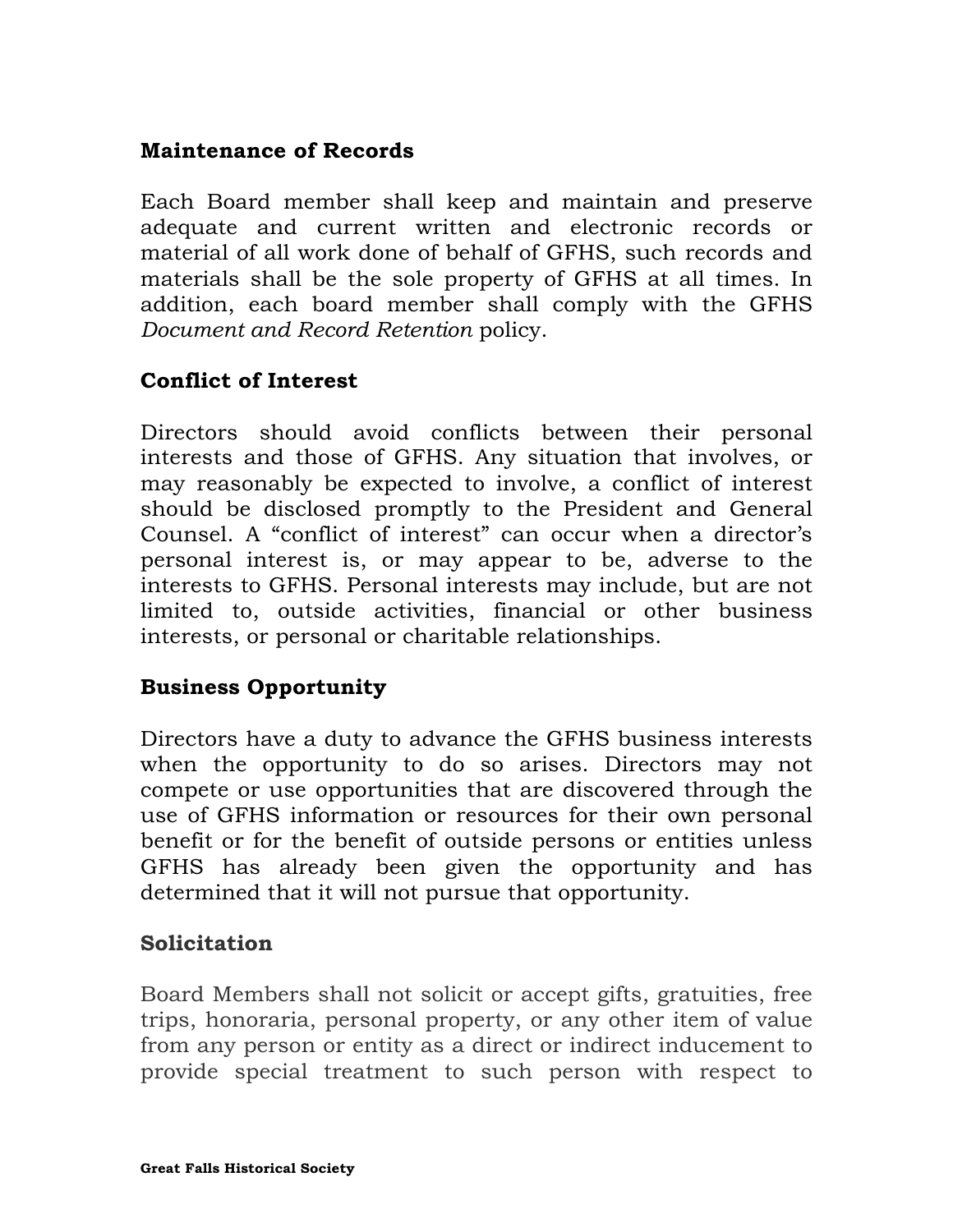**Maintenance of Records**

Each Board member shall keep and maintain and preserve adequate and current written and electronic records or material of all work done of behalf of GFHS, such records and materials shall be the sole property of GFHS at all times. In addition, each board member shall comply with the GFHS *Document and Record Retention* policy.

**Conflict of Interest**

Directors should avoid conflicts between their personal interests and those of GFHS. Any situation that involves, or may reasonably be expected to involve, a conflict of interest should be disclosed promptly to the President and General Counsel. A "conflict of interest" can occur when a director's personal interest is, or may appear to be, adverse to the interests to GFHS. Personal interests may include, but are not limited to, outside activities, financial or other business interests, or personal or charitable relationships.

**Business Opportunity**

Directors have a duty to advance the GFHS business interests when the opportunity to do so arises. Directors may not compete or use opportunities that are discovered through the use of GFHS information or resources for their own personal benefit or for the benefit of outside persons or entities unless GFHS has already been given the opportunity and has determined that it will not pursue that opportunity.

**Solicitation**

Board Members shall not solicit or accept gifts, gratuities, free trips, honoraria, personal property, or any other item of value from any person or entity as a direct or indirect inducement to provide special treatment to such person with respect to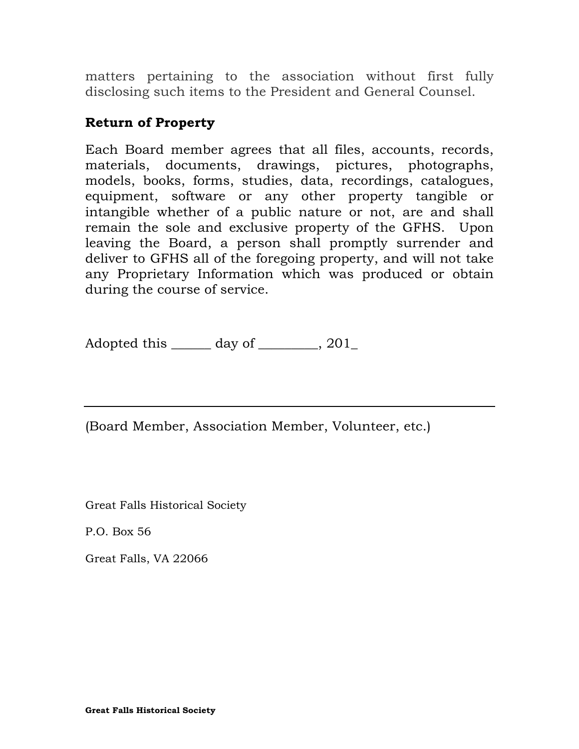matters pertaining to the association without first fully disclosing such items to the President and General Counsel.

**Return of Property**

Each Board member agrees that all files, accounts, records, materials, documents, drawings, pictures, photographs, models, books, forms, studies, data, recordings, catalogues, equipment, software or any other property tangible or intangible whether of a public nature or not, are and shall remain the sole and exclusive property of the GFHS. Upon leaving the Board, a person shall promptly surrender and deliver to GFHS all of the foregoing property, and will not take any Proprietary Information which was produced or obtain during the course of service.

Adopted this ______ day of _________, 201_

_______________________________________________

(Board Member, Association Member, Volunteer, etc.)

Great Falls Historical Society

P.O. Box 56

Great Falls, VA 22066